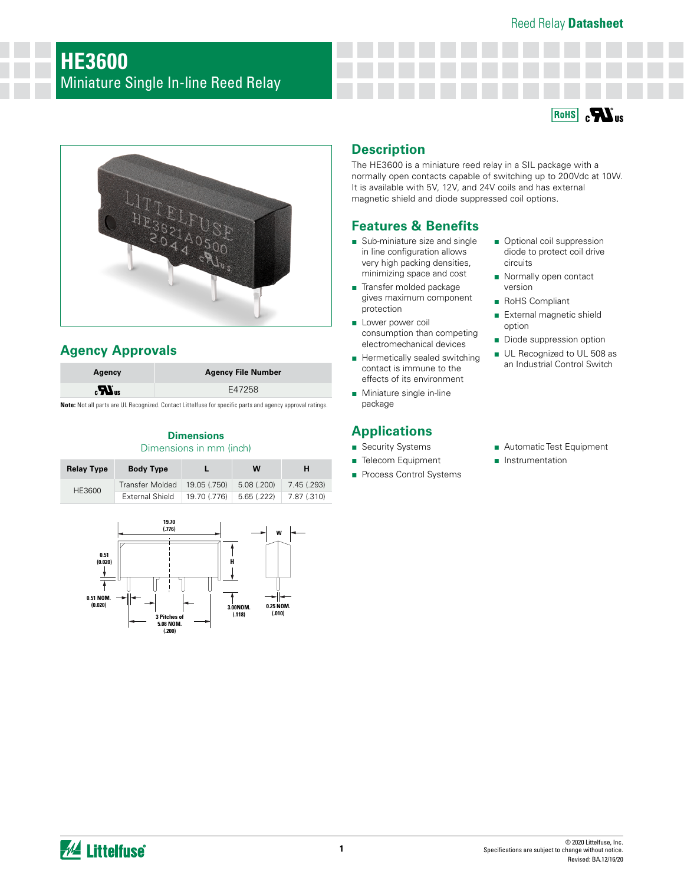Reed Relay **Datasheet**

# HE3600

## Miniature Single In-line Reed Relay

## Description

The HE3600 is a miniature reed relay in a SIL package with a normally open contacts capable of switching up to 200Vdc at 10W. It is available with 5V, 12V, and 24V coils and has external magnetic shield and diode suppressed coil options.

## Features & Benefits

- Sub-miniature size and single in line configuration allows very high packing densities, minimizing space and cost
- Transfer molded package gives maximum component protection
- Lower power coil consumption than competing electromechanical devices
- Hermetically sealed switching contact is immune to the effects of its environment
- Miniature single in-line package
- Optional coil suppression diode to protect coil drive circuits
- Normally open contact version
- RoHS Compliant
- External magnetic shield option
- Diode suppression option
- UL Recognized to UL 508 as an Industrial Control Switch

## Applications

- Security Systems
- Telecom Equipment
- Process Control Systems
- Automatic Test Equipment
- Instrumentation

## Agency Approvals

| Agency | Agency File Number |
|---|---|
| cULus | E47258 |

**Note:** Not all parts are UL Recognized. Contact Littelfuse for specific parts and agency approval ratings.

### Dimensions

Dimensions in mm (inch)

| Relay Type | Body Type | L | W | H |
|---|---|---|---|---|
| HE3600 | Transfer Molded | 19.05 (.750) | 5.08 (.200) | 7.45 (.293) |
| | External Shield | 19.70 (.776) | 5.65 (.222) | 7.87 (.310) |

19.70 (.776)

W

0.51 (0.020)

H

0.51 NOM. (0.020)

3.00NOM. (.118)

0.25 NOM. (.010)

3 Pitches of 5.08 NOM. (.200)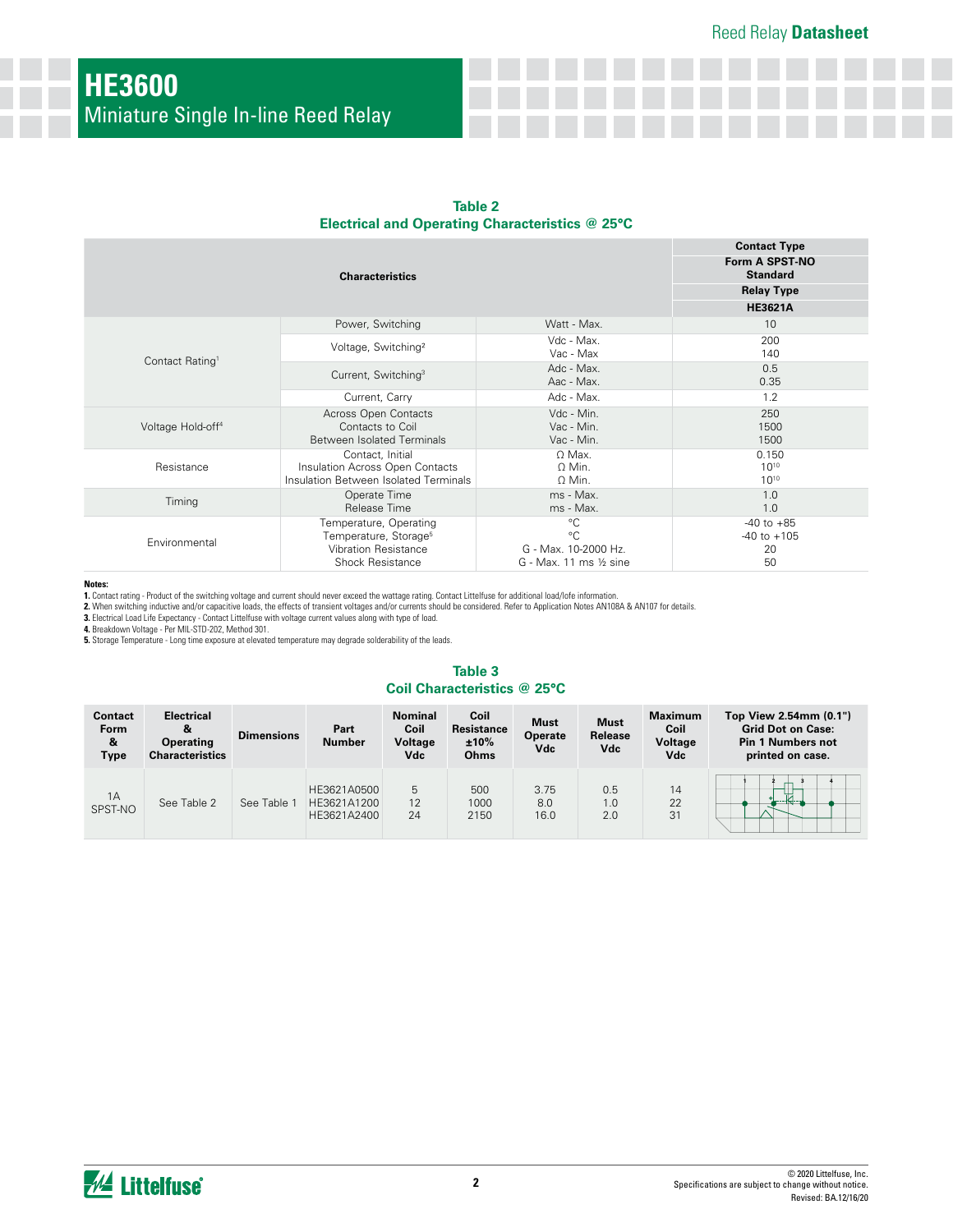# HE3600

## Miniature Single In-line Reed Relay

### Table 2
### Electrical and Operating Characteristics @ 25°C

| Characteristics | | | Contact Type: Form A SPST-NO Standard / Relay Type: HE3621A |
|---|---|---|---|
| Contact Rating[1] | Power, Switching | Watt - Max. | 10 |
| | Voltage, Switching[2] | Vdc - Max.<br>Vac - Max | 200<br>140 |
| | Current, Switching[3] | Adc - Max.<br>Aac - Max. | 0.5<br>0.35 |
| | Current, Carry | Adc - Max. | 1.2 |
| Voltage Hold-off[4] | Across Open Contacts<br>Contacts to Coil<br>Between Isolated Terminals | Vdc - Min.<br>Vac - Min.<br>Vac - Min. | 250<br>1500<br>1500 |
| Resistance | Contact, Initial<br>Insulation Across Open Contacts<br>Insulation Between Isolated Terminals | Ω Max.<br>Ω Min.<br>Ω Min. | 0.150<br>$10^{10}$<br>$10^{10}$ |
| Timing | Operate Time<br>Release Time | ms - Max.<br>ms - Max. | 1.0<br>1.0 |
| Environmental | Temperature, Operating<br>Temperature, Storage[5]<br>Vibration Resistance<br>Shock Resistance | °C<br>°C<br>G - Max. 10-2000 Hz.<br>G - Max. 11 ms ½ sine | -40 to +85<br>-40 to +105<br>20<br>50 |

**Notes:**

**1.** Contact rating - Product of the switching voltage and current should never exceed the wattage rating. Contact Littelfuse for additional load/lofe information.
**2.** When switching inductive and/or capacitive loads, the effects of transient voltages and/or currents should be considered. Refer to Application Notes AN108A & AN107 for details.
**3.** Electrical Load Life Expectancy - Contact Littelfuse with voltage current values along with type of load.
**4.** Breakdown Voltage - Per MIL-STD-202, Method 301.
**5.** Storage Temperature - Long time exposure at elevated temperature may degrade solderability of the leads.

### Table 3
### Coil Characteristics @ 25°C

| Contact Form & Type | Electrical & Operating Characteristics | Dimensions | Part Number | Nominal Coil Voltage Vdc | Coil Resistance ±10% Ohms | Must Operate Vdc | Must Release Vdc | Maximum Coil Voltage Vdc | Top View 2.54mm (0.1") Grid Dot on Case: Pin 1 Numbers not printed on case. |
|---|---|---|---|---|---|---|---|---|---|
| 1A SPST-NO | See Table 2 | See Table 1 | HE3621A0500<br>HE3621A1200<br>HE3621A2400 | 5<br>12<br>24 | 500<br>1000<br>2150 | 3.75<br>8.0<br>16.0 | 0.5<br>1.0<br>2.0 | 14<br>22<br>31 | |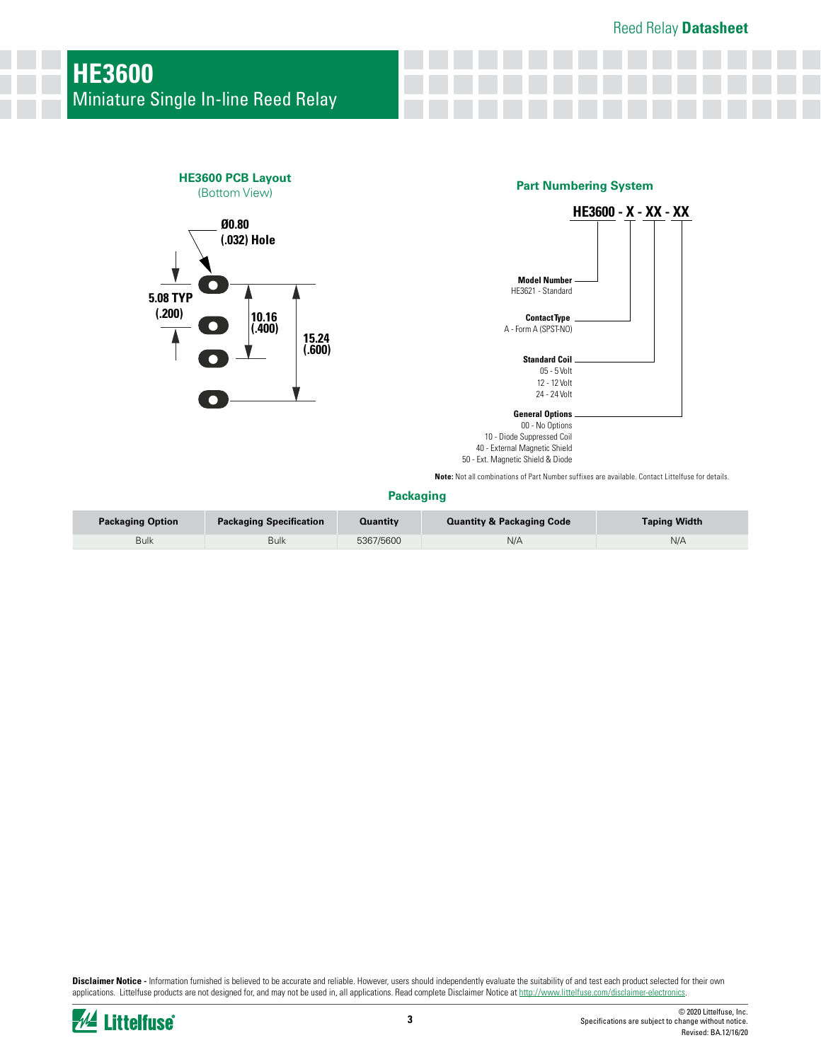# HE3600

Miniature Single In-line Reed Relay

## HE3600 PCB Layout

(Bottom View)

Ø0.80
(.032) Hole

5.08 TYP
(.200)

10.16
(.400)

15.24
(.600)

## Part Numbering System

**HE3600 - X - XX - XX**

**Model Number**
HE3621 - Standard

**Contact Type**
A - Form A (SPST-NO)

**Standard Coil**
05 - 5 Volt
12 - 12 Volt
24 - 24 Volt

**General Options**
00 - No Options
10 - Diode Suppressed Coil
40 - External Magnetic Shield
50 - Ext. Magnetic Shield & Diode

**Note:** Not all combinations of Part Number suffixes are available. Contact Littelfuse for details.

## Packaging

| Packaging Option | Packaging Specification | Quantity | Quantity & Packaging Code | Taping Width |
|---|---|---|---|---|
| Bulk | Bulk | 5367/5600 | N/A | N/A |

**Disclaimer Notice -** Information furnished is believed to be accurate and reliable. However, users should independently evaluate the suitability of and test each product selected for their own applications. Littelfuse products are not designed for, and may not be used in, all applications. Read complete Disclaimer Notice at http://www.littelfuse.com/disclaimer-electronics.